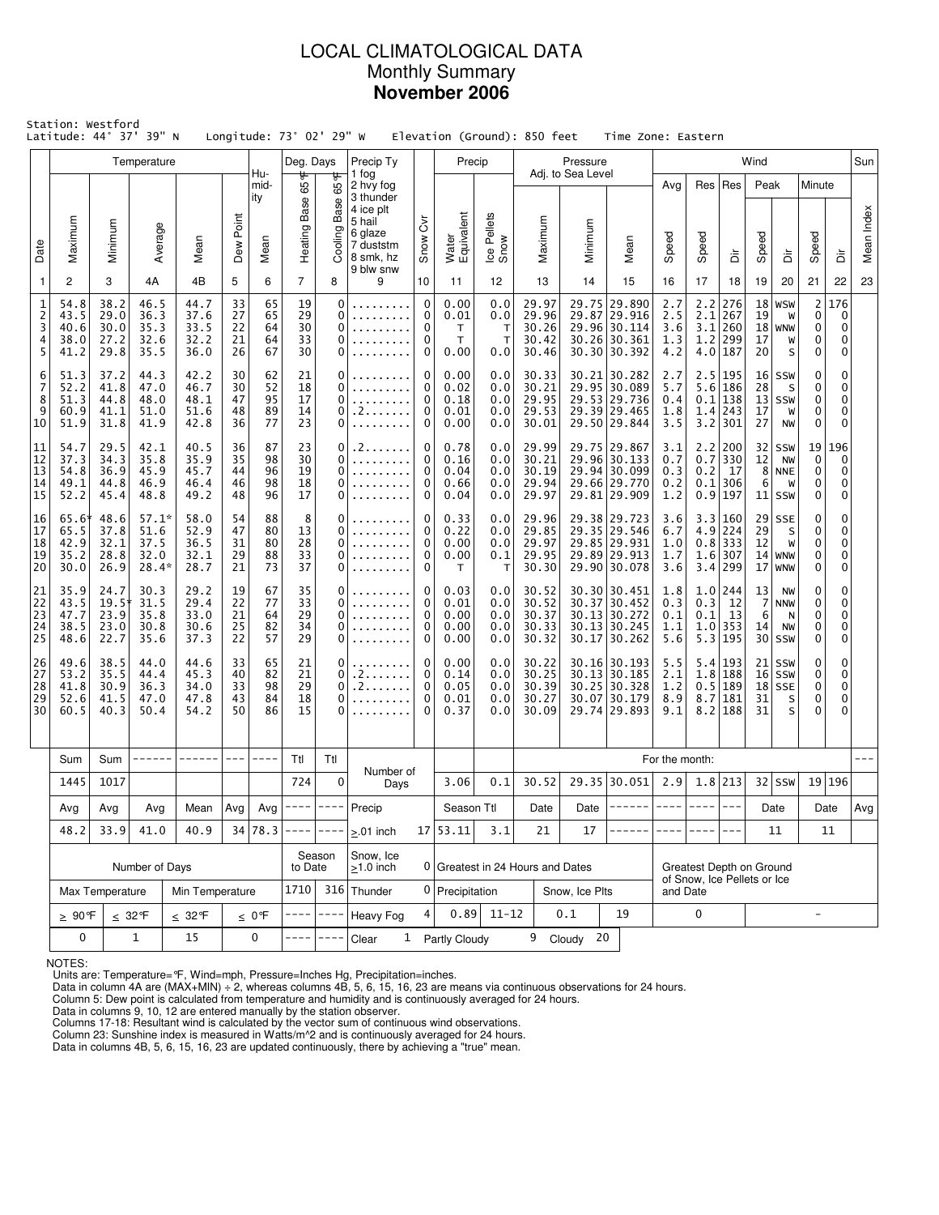# LOCAL CLIMATOLOGICAL DATA
## Monthly Summary
## **November 2006**

Station: Westford
Latitude: 44° 37' 39" N  Longitude: 73° 02' 29" W  Elevation (Ground): 850 feet  Time Zone: Eastern

| Date | Temperature Maximum | Temperature Minimum | Temperature Average | Temperature Mean | Dew Point | Humidity Mean | Deg. Days Heating Base 65°F | Deg. Days Cooling Base 65°F | Precip Ty | Snow Cvr | Precip Water Equivalent | Precip Ice Pellets Snow | Pressure Maximum | Pressure Minimum | Pressure Mean | Wind Avg Speed | Wind Res Speed | Wind Res Dir | Wind Peak Speed | Wind Peak Dir | Wind Minute Speed | Wind Minute Dir | Sun Mean Index |
|---|---|---|---|---|---|---|---|---|---|---|---|---|---|---|---|---|---|---|---|---|---|---|---|
| 1 | 2 | 3 | 4A | 4B | 5 | 6 | 7 | 8 | 9 | 10 | 11 | 12 | 13 | 14 | 15 | 16 | 17 | 18 | 19 | 20 | 21 | 22 | 23 |
| 1 | 54.8 | 38.2 | 46.5 | 44.7 | 33 | 65 | 19 | 0 | ......... | 0 | 0.00 | 0.0 | 29.97 | 29.75 | 29.890 | 2.7 | 2.2 | 276 | 18 | WSW | 2 | 176 | |
| 2 | 43.5 | 29.0 | 36.3 | 37.6 | 27 | 65 | 29 | 0 | ......... | 0 | 0.01 | 0.0 | 29.96 | 29.87 | 29.916 | 2.5 | 2.1 | 267 | 19 | W | 0 | 0 | |
| 3 | 40.6 | 30.0 | 35.3 | 33.5 | 22 | 64 | 30 | 0 | ......... | 0 | T | T | 30.26 | 29.96 | 30.114 | 3.6 | 3.1 | 260 | 18 | WNW | 0 | 0 | |
| 4 | 38.0 | 27.2 | 32.6 | 32.2 | 21 | 64 | 33 | 0 | ......... | 0 | T | T | 30.42 | 30.26 | 30.361 | 1.3 | 1.2 | 299 | 17 | W | 0 | 0 | |
| 5 | 41.2 | 29.8 | 35.5 | 36.0 | 26 | 67 | 30 | 0 | ......... | 0 | 0.00 | 0.0 | 30.46 | 30.30 | 30.392 | 4.2 | 4.0 | 187 | 20 | S | 0 | 0 | |
| 6 | 51.3 | 37.2 | 44.3 | 42.2 | 30 | 62 | 21 | 0 | ......... | 0 | 0.00 | 0.0 | 30.33 | 30.21 | 30.282 | 2.7 | 2.5 | 195 | 16 | SSW | 0 | 0 | |
| 7 | 52.2 | 41.8 | 47.0 | 46.7 | 30 | 52 | 18 | 0 | ......... | 0 | 0.02 | 0.0 | 30.21 | 29.95 | 30.089 | 5.7 | 5.6 | 186 | 28 | S | 0 | 0 | |
| 8 | 51.3 | 44.8 | 48.0 | 48.1 | 47 | 95 | 17 | 0 | ......... | 0 | 0.18 | 0.0 | 29.95 | 29.53 | 29.736 | 0.4 | 0.1 | 138 | 13 | SSW | 0 | 0 | |
| 9 | 60.9 | 41.1 | 51.0 | 51.6 | 48 | 89 | 14 | 0 | .2....... | 0 | 0.01 | 0.0 | 29.53 | 29.39 | 29.465 | 1.8 | 1.4 | 243 | 17 | W | 0 | 0 | |
| 10 | 51.9 | 31.8 | 41.9 | 42.8 | 36 | 77 | 23 | 0 | ......... | 0 | 0.00 | 0.0 | 30.01 | 29.50 | 29.844 | 3.5 | 3.2 | 301 | 27 | NW | 0 | 0 | |
| 11 | 54.7 | 29.5 | 42.1 | 40.5 | 36 | 87 | 23 | 0 | .2....... | 0 | 0.78 | 0.0 | 29.99 | 29.75 | 29.867 | 3.1 | 2.2 | 200 | 32 | SSW | 19 | 196 | |
| 12 | 37.3 | 34.3 | 35.8 | 35.9 | 35 | 98 | 30 | 0 | ......... | 0 | 0.16 | 0.0 | 30.21 | 29.96 | 30.133 | 0.7 | 0.7 | 330 | 12 | NW | 0 | 0 | |
| 13 | 54.8 | 36.9 | 45.9 | 45.7 | 44 | 96 | 19 | 0 | ......... | 0 | 0.04 | 0.0 | 30.19 | 29.94 | 30.099 | 0.3 | 0.2 | 17 | 8 | NNE | 0 | 0 | |
| 14 | 49.1 | 44.8 | 46.9 | 46.4 | 46 | 98 | 18 | 0 | ......... | 0 | 0.66 | 0.0 | 29.94 | 29.66 | 29.770 | 0.2 | 0.1 | 306 | 6 | W | 0 | 0 | |
| 15 | 52.2 | 45.4 | 48.8 | 49.2 | 48 | 96 | 17 | 0 | ......... | 0 | 0.04 | 0.0 | 29.97 | 29.81 | 29.909 | 1.2 | 0.9 | 197 | 11 | SSW | 0 | 0 | |
| 16 | 65.6* | 48.6 | 57.1* | 58.0 | 54 | 88 | 8 | 0 | ......... | 0 | 0.33 | 0.0 | 29.96 | 29.38 | 29.723 | 3.6 | 3.3 | 160 | 29 | SSE | 0 | 0 | |
| 17 | 65.5 | 37.8 | 51.6 | 52.9 | 47 | 80 | 13 | 0 | ......... | 0 | 0.22 | 0.0 | 29.85 | 29.35 | 29.546 | 6.7 | 4.9 | 224 | 29 | S | 0 | 0 | |
| 18 | 42.9 | 32.1 | 37.5 | 36.5 | 31 | 80 | 28 | 0 | ......... | 0 | 0.00 | 0.0 | 29.97 | 29.85 | 29.931 | 1.0 | 0.8 | 333 | 12 | W | 0 | 0 | |
| 19 | 35.2 | 28.8 | 32.0 | 32.1 | 29 | 88 | 33 | 0 | ......... | 0 | 0.00 | 0.1 | 29.95 | 29.89 | 29.913 | 1.7 | 1.6 | 307 | 14 | WNW | 0 | 0 | |
| 20 | 30.0 | 26.9 | 28.4* | 28.7 | 21 | 73 | 37 | 0 | ......... | 0 | T | T | 30.30 | 29.90 | 30.078 | 3.6 | 3.4 | 299 | 17 | WNW | 0 | 0 | |
| 21 | 35.9 | 24.7 | 30.3 | 29.2 | 19 | 67 | 35 | 0 | ......... | 0 | 0.03 | 0.0 | 30.52 | 30.30 | 30.451 | 1.8 | 1.0 | 244 | 13 | NW | 0 | 0 | |
| 22 | 43.5 | 19.5* | 31.5 | 29.4 | 22 | 77 | 33 | 0 | ......... | 0 | 0.01 | 0.0 | 30.52 | 30.37 | 30.452 | 0.3 | 0.3 | 12 | 7 | NNW | 0 | 0 | |
| 23 | 47.7 | 23.9 | 35.8 | 33.0 | 21 | 64 | 29 | 0 | ......... | 0 | 0.00 | 0.0 | 30.37 | 30.13 | 30.272 | 0.1 | 0.1 | 13 | 6 | N | 0 | 0 | |
| 24 | 38.5 | 23.0 | 30.8 | 30.6 | 25 | 82 | 34 | 0 | ......... | 0 | 0.00 | 0.0 | 30.33 | 30.13 | 30.245 | 1.1 | 1.0 | 353 | 14 | NW | 0 | 0 | |
| 25 | 48.6 | 22.7 | 35.6 | 37.3 | 22 | 57 | 29 | 0 | ......... | 0 | 0.00 | 0.0 | 30.32 | 30.17 | 30.262 | 5.6 | 5.3 | 195 | 30 | SSW | 0 | 0 | |
| 26 | 49.6 | 38.5 | 44.0 | 44.6 | 33 | 65 | 21 | 0 | ......... | 0 | 0.00 | 0.0 | 30.22 | 30.16 | 30.193 | 5.5 | 5.4 | 193 | 21 | SSW | 0 | 0 | |
| 27 | 53.2 | 35.5 | 44.4 | 45.3 | 40 | 82 | 21 | 0 | .2....... | 0 | 0.14 | 0.0 | 30.25 | 30.13 | 30.185 | 2.1 | 1.8 | 188 | 16 | SSW | 0 | 0 | |
| 28 | 41.8 | 30.9 | 36.3 | 34.0 | 33 | 98 | 29 | 0 | .2....... | 0 | 0.05 | 0.0 | 30.39 | 30.25 | 30.328 | 1.2 | 0.5 | 189 | 18 | SSE | 0 | 0 | |
| 29 | 52.6 | 41.5 | 47.0 | 47.8 | 43 | 84 | 18 | 0 | ......... | 0 | 0.01 | 0.0 | 30.27 | 30.07 | 30.179 | 8.9 | 8.7 | 181 | 31 | S | 0 | 0 | |
| 30 | 60.5 | 40.3 | 50.4 | 54.2 | 50 | 86 | 15 | 0 | ......... | 0 | 0.37 | 0.0 | 30.09 | 29.74 | 29.893 | 9.1 | 8.2 | 188 | 31 | S | 0 | 0 | |

| Sum | Sum | ------ | ------ | --- | ---- | Ttl | Ttl | Number of Days | | | | For the month: | | | | | | | | | | ---|
|---|---|---|---|---|---|---|---|---|---|---|---|---|---|---|---|---|---|---|---|---|---|---|
| 1445 | 1017 | | | | | 724 | 0 | | | 3.06 | 0.1 | 30.52 | 29.35 | 30.051 | 2.9 | 1.8 | 213 | 32 | SSW | 19 | 196 | |
| Avg | Avg | Avg | Mean | Avg | Avg | ---- | ---- | Precip | | Season Ttl | | Date | Date | ------ | ---- | ---- | --- | Date | | Date | | Avg |
| 48.2 | 33.9 | 41.0 | 40.9 | 34 | 78.3 | ---- | ---- | ≥.01 inch | 17 | 53.11 | 3.1 | 21 | 17 | ------ | ---- | ---- | --- | 11 | | 11 | | |

| Number of Days | | | | Season to Date | | Snow, Ice ≥1.0 inch | 0 | Greatest in 24 Hours and Dates | | | | Greatest Depth on Ground of Snow, Ice Pellets or Ice and Date | |
|---|---|---|---|---|---|---|---|---|---|---|---|---|---|
| Max Temperature | | Min Temperature | | 1710 | 316 | Thunder | 0 | Precipitation | | Snow, Ice Plts | | | |
| ≥ 90°F | ≤ 32°F | ≤ 32°F | ≤ 0°F | ---- | ---- | Heavy Fog | 4 | 0.89 | 11-12 | 0.1 | 19 | 0 | - |
| 0 | 1 | 15 | 0 | ---- | ---- | Clear | 1 | Partly Cloudy | 9 | Cloudy | 20 | | |

NOTES:
Units are: Temperature=°F, Wind=mph, Pressure=Inches Hg, Precipitation=inches.
Data in column 4A are (MAX+MIN) ÷ 2, whereas columns 4B, 5, 6, 15, 16, 23 are means via continuous observations for 24 hours.
Column 5: Dew point is calculated from temperature and humidity and is continuously averaged for 24 hours.
Data in columns 9, 10, 12 are entered manually by the station observer.
Columns 17-18: Resultant wind is calculated by the vector sum of continuous wind observations.
Column 23: Sunshine index is measured in Watts/m^2 and is continuously averaged for 24 hours.
Data in columns 4B, 5, 6, 15, 16, 23 are updated continuously, there by achieving a "true" mean.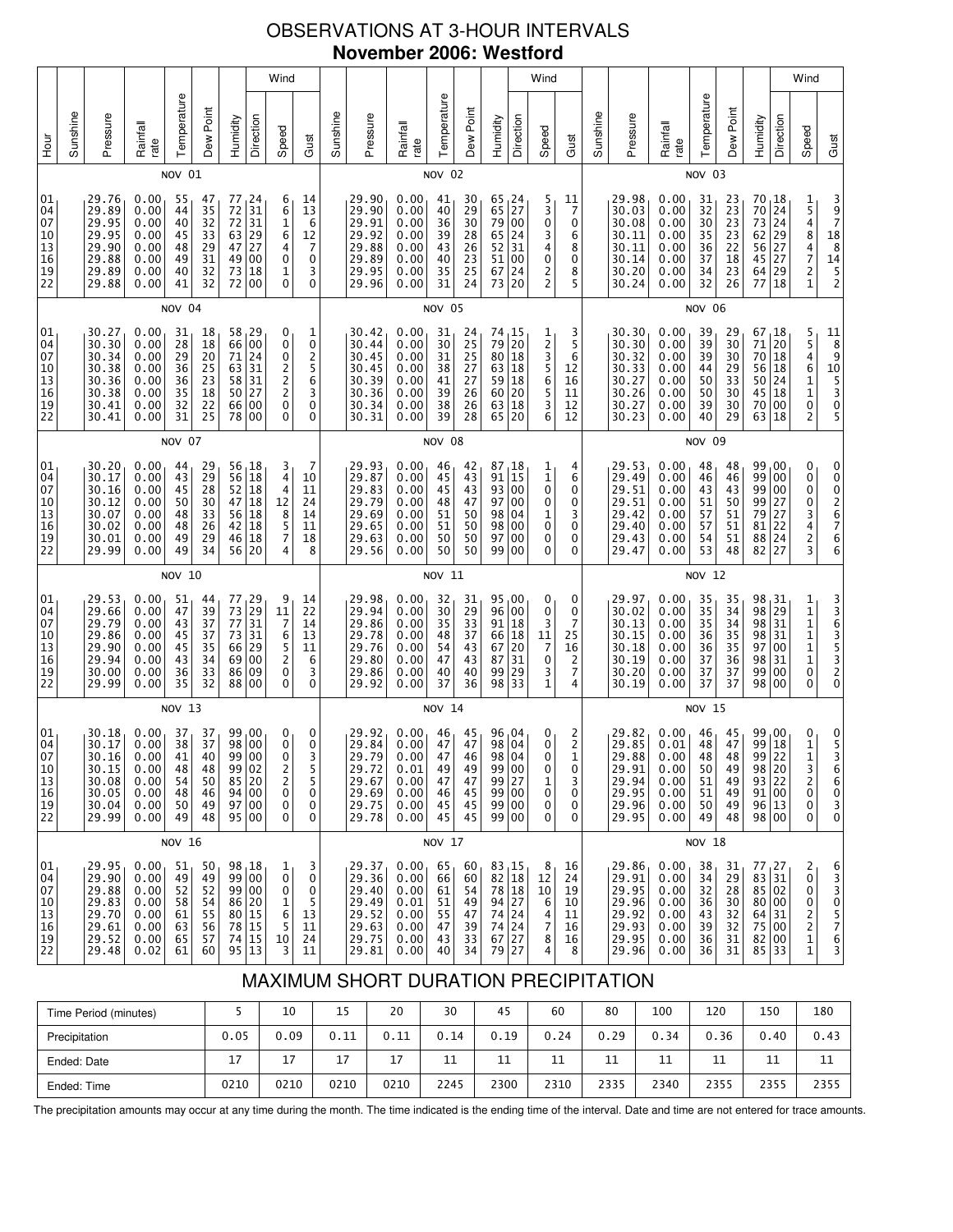# OBSERVATIONS AT 3-HOUR INTERVALS

## November 2006: Westford

### NOV 01

| Hour | Sunshine | Pressure | Rainfall rate | Temperature | Dew Point | Humidity | Wind Direction | Wind Speed | Wind Gust |
|---|---|---|---|---|---|---|---|---|---|
| 01 | | 29.76 | 0.00 | 55 | 47 | 77 | 24 | 6 | 14 |
| 04 | | 29.89 | 0.00 | 44 | 35 | 72 | 31 | 6 | 13 |
| 07 | | 29.95 | 0.00 | 40 | 32 | 72 | 31 | 1 | 6 |
| 10 | | 29.95 | 0.00 | 45 | 33 | 63 | 29 | 6 | 12 |
| 13 | | 29.90 | 0.00 | 48 | 29 | 47 | 27 | 4 | 7 |
| 16 | | 29.88 | 0.00 | 49 | 31 | 49 | 00 | 0 | 0 |
| 19 | | 29.89 | 0.00 | 40 | 32 | 73 | 18 | 1 | 3 |
| 22 | | 29.88 | 0.00 | 41 | 32 | 72 | 00 | 0 | 0 |

### NOV 02

| Hour | Sunshine | Pressure | Rainfall rate | Temperature | Dew Point | Humidity | Wind Direction | Wind Speed | Wind Gust |
|---|---|---|---|---|---|---|---|---|---|
| 01 | | 29.90 | 0.00 | 41 | 30 | 65 | 24 | 5 | 11 |
| 04 | | 29.90 | 0.00 | 40 | 29 | 65 | 27 | 3 | 7 |
| 07 | | 29.91 | 0.00 | 36 | 30 | 79 | 00 | 0 | 0 |
| 10 | | 29.92 | 0.00 | 39 | 28 | 65 | 24 | 3 | 6 |
| 13 | | 29.88 | 0.00 | 43 | 26 | 52 | 31 | 4 | 8 |
| 16 | | 29.89 | 0.00 | 40 | 23 | 51 | 00 | 0 | 0 |
| 19 | | 29.95 | 0.00 | 35 | 25 | 67 | 24 | 2 | 8 |
| 22 | | 29.96 | 0.00 | 31 | 24 | 73 | 20 | 2 | 5 |

### NOV 03

| Hour | Sunshine | Pressure | Rainfall rate | Temperature | Dew Point | Humidity | Wind Direction | Wind Speed | Wind Gust |
|---|---|---|---|---|---|---|---|---|---|
| 01 | | 29.98 | 0.00 | 31 | 23 | 70 | 18 | 1 | 3 |
| 04 | | 30.03 | 0.00 | 32 | 23 | 70 | 24 | 5 | 9 |
| 07 | | 30.08 | 0.00 | 30 | 23 | 73 | 24 | 4 | 7 |
| 10 | | 30.11 | 0.00 | 35 | 23 | 62 | 29 | 8 | 18 |
| 13 | | 30.11 | 0.00 | 36 | 22 | 56 | 27 | 4 | 8 |
| 16 | | 30.14 | 0.00 | 37 | 18 | 45 | 27 | 7 | 14 |
| 19 | | 30.20 | 0.00 | 34 | 23 | 64 | 29 | 2 | 5 |
| 22 | | 30.24 | 0.00 | 32 | 26 | 77 | 18 | 1 | 2 |

### NOV 04

| Hour | Sunshine | Pressure | Rainfall rate | Temperature | Dew Point | Humidity | Wind Direction | Wind Speed | Wind Gust |
|---|---|---|---|---|---|---|---|---|---|
| 01 | | 30.27 | 0.00 | 31 | 18 | 58 | 29 | 0 | 1 |
| 04 | | 30.30 | 0.00 | 28 | 18 | 66 | 00 | 0 | 0 |
| 07 | | 30.34 | 0.00 | 29 | 20 | 71 | 24 | 0 | 2 |
| 10 | | 30.38 | 0.00 | 36 | 25 | 63 | 31 | 2 | 5 |
| 13 | | 30.36 | 0.00 | 36 | 23 | 58 | 31 | 2 | 6 |
| 16 | | 30.38 | 0.00 | 35 | 18 | 50 | 27 | 2 | 3 |
| 19 | | 30.41 | 0.00 | 32 | 22 | 66 | 00 | 0 | 0 |
| 22 | | 30.41 | 0.00 | 31 | 25 | 78 | 00 | 0 | 0 |

### NOV 05

| Hour | Sunshine | Pressure | Rainfall rate | Temperature | Dew Point | Humidity | Wind Direction | Wind Speed | Wind Gust |
|---|---|---|---|---|---|---|---|---|---|
| 01 | | 30.42 | 0.00 | 31 | 24 | 74 | 15 | 1 | 3 |
| 04 | | 30.44 | 0.00 | 30 | 25 | 79 | 20 | 2 | 5 |
| 07 | | 30.45 | 0.00 | 31 | 25 | 80 | 18 | 3 | 6 |
| 10 | | 30.45 | 0.00 | 38 | 27 | 63 | 18 | 5 | 12 |
| 13 | | 30.39 | 0.00 | 41 | 27 | 59 | 18 | 6 | 16 |
| 16 | | 30.36 | 0.00 | 39 | 26 | 60 | 20 | 5 | 11 |
| 19 | | 30.34 | 0.00 | 38 | 26 | 63 | 18 | 3 | 12 |
| 22 | | 30.31 | 0.00 | 39 | 28 | 65 | 20 | 6 | 12 |

### NOV 06

| Hour | Sunshine | Pressure | Rainfall rate | Temperature | Dew Point | Humidity | Wind Direction | Wind Speed | Wind Gust |
|---|---|---|---|---|---|---|---|---|---|
| 01 | | 30.30 | 0.00 | 39 | 29 | 67 | 18 | 5 | 11 |
| 04 | | 30.30 | 0.00 | 39 | 30 | 71 | 20 | 5 | 8 |
| 07 | | 30.32 | 0.00 | 39 | 30 | 70 | 18 | 4 | 9 |
| 10 | | 30.33 | 0.00 | 44 | 29 | 56 | 18 | 6 | 10 |
| 13 | | 30.27 | 0.00 | 50 | 33 | 50 | 24 | 1 | 5 |
| 16 | | 30.26 | 0.00 | 50 | 30 | 45 | 18 | 1 | 3 |
| 19 | | 30.27 | 0.00 | 39 | 30 | 70 | 00 | 0 | 0 |
| 22 | | 30.23 | 0.00 | 40 | 29 | 63 | 18 | 2 | 5 |

### NOV 07

| Hour | Sunshine | Pressure | Rainfall rate | Temperature | Dew Point | Humidity | Wind Direction | Wind Speed | Wind Gust |
|---|---|---|---|---|---|---|---|---|---|
| 01 | | 30.20 | 0.00 | 44 | 29 | 56 | 18 | 3 | 7 |
| 04 | | 30.17 | 0.00 | 43 | 29 | 56 | 18 | 4 | 10 |
| 07 | | 30.16 | 0.00 | 45 | 28 | 52 | 18 | 4 | 11 |
| 10 | | 30.12 | 0.00 | 50 | 30 | 47 | 18 | 12 | 24 |
| 13 | | 30.07 | 0.00 | 48 | 33 | 56 | 18 | 8 | 14 |
| 16 | | 30.02 | 0.00 | 48 | 26 | 42 | 18 | 5 | 11 |
| 19 | | 30.01 | 0.00 | 49 | 29 | 46 | 18 | 7 | 18 |
| 22 | | 29.99 | 0.00 | 49 | 34 | 56 | 20 | 4 | 8 |

### NOV 08

| Hour | Sunshine | Pressure | Rainfall rate | Temperature | Dew Point | Humidity | Wind Direction | Wind Speed | Wind Gust |
|---|---|---|---|---|---|---|---|---|---|
| 01 | | 29.93 | 0.00 | 46 | 42 | 87 | 18 | 1 | 4 |
| 04 | | 29.87 | 0.00 | 45 | 43 | 91 | 15 | 1 | 6 |
| 07 | | 29.83 | 0.00 | 45 | 43 | 93 | 00 | 0 | 0 |
| 10 | | 29.79 | 0.00 | 48 | 47 | 97 | 00 | 0 | 0 |
| 13 | | 29.69 | 0.00 | 51 | 50 | 98 | 04 | 1 | 3 |
| 16 | | 29.65 | 0.00 | 51 | 50 | 98 | 00 | 0 | 0 |
| 19 | | 29.63 | 0.00 | 50 | 50 | 97 | 00 | 0 | 0 |
| 22 | | 29.56 | 0.00 | 50 | 50 | 99 | 00 | 0 | 0 |

### NOV 09

| Hour | Sunshine | Pressure | Rainfall rate | Temperature | Dew Point | Humidity | Wind Direction | Wind Speed | Wind Gust |
|---|---|---|---|---|---|---|---|---|---|
| 01 | | 29.53 | 0.00 | 48 | 48 | 99 | 00 | 0 | 0 |
| 04 | | 29.49 | 0.00 | 46 | 46 | 99 | 00 | 0 | 0 |
| 07 | | 29.51 | 0.00 | 43 | 43 | 99 | 00 | 0 | 0 |
| 10 | | 29.51 | 0.00 | 51 | 50 | 99 | 27 | 0 | 2 |
| 13 | | 29.42 | 0.00 | 57 | 51 | 79 | 27 | 3 | 6 |
| 16 | | 29.40 | 0.00 | 57 | 51 | 81 | 22 | 4 | 7 |
| 19 | | 29.43 | 0.00 | 54 | 51 | 88 | 24 | 2 | 6 |
| 22 | | 29.47 | 0.00 | 53 | 48 | 82 | 27 | 3 | 6 |

### NOV 10

| Hour | Sunshine | Pressure | Rainfall rate | Temperature | Dew Point | Humidity | Wind Direction | Wind Speed | Wind Gust |
|---|---|---|---|---|---|---|---|---|---|
| 01 | | 29.53 | 0.00 | 51 | 44 | 77 | 29 | 9 | 14 |
| 04 | | 29.66 | 0.00 | 47 | 39 | 73 | 29 | 11 | 22 |
| 07 | | 29.79 | 0.00 | 43 | 37 | 77 | 31 | 7 | 14 |
| 10 | | 29.86 | 0.00 | 45 | 37 | 73 | 31 | 6 | 13 |
| 13 | | 29.90 | 0.00 | 45 | 35 | 66 | 29 | 5 | 11 |
| 16 | | 29.94 | 0.00 | 43 | 34 | 69 | 00 | 2 | 6 |
| 19 | | 30.00 | 0.00 | 36 | 33 | 86 | 09 | 0 | 3 |
| 22 | | 29.99 | 0.00 | 35 | 32 | 88 | 00 | 0 | 0 |

### NOV 11

| Hour | Sunshine | Pressure | Rainfall rate | Temperature | Dew Point | Humidity | Wind Direction | Wind Speed | Wind Gust |
|---|---|---|---|---|---|---|---|---|---|
| 01 | | 29.98 | 0.00 | 32 | 31 | 95 | 00 | 0 | 0 |
| 04 | | 29.94 | 0.00 | 30 | 29 | 96 | 00 | 0 | 0 |
| 07 | | 29.86 | 0.00 | 35 | 33 | 91 | 18 | 3 | 7 |
| 10 | | 29.78 | 0.00 | 48 | 37 | 66 | 18 | 11 | 25 |
| 13 | | 29.76 | 0.00 | 54 | 43 | 67 | 20 | 7 | 16 |
| 16 | | 29.80 | 0.00 | 47 | 43 | 87 | 31 | 0 | 2 |
| 19 | | 29.86 | 0.00 | 40 | 40 | 99 | 29 | 3 | 7 |
| 22 | | 29.92 | 0.00 | 37 | 36 | 98 | 33 | 1 | 4 |

### NOV 12

| Hour | Sunshine | Pressure | Rainfall rate | Temperature | Dew Point | Humidity | Wind Direction | Wind Speed | Wind Gust |
|---|---|---|---|---|---|---|---|---|---|
| 01 | | 29.97 | 0.00 | 35 | 35 | 98 | 31 | 1 | 3 |
| 04 | | 30.02 | 0.00 | 35 | 34 | 98 | 29 | 1 | 3 |
| 07 | | 30.13 | 0.00 | 35 | 34 | 98 | 31 | 1 | 6 |
| 10 | | 30.15 | 0.00 | 36 | 35 | 98 | 31 | 1 | 3 |
| 13 | | 30.18 | 0.00 | 35 | 35 | 97 | 00 | 1 | 5 |
| 16 | | 30.19 | 0.00 | 37 | 36 | 98 | 31 | 1 | 3 |
| 19 | | 30.20 | 0.00 | 37 | 37 | 99 | 00 | 0 | 2 |
| 22 | | 30.19 | 0.00 | 37 | 37 | 98 | 00 | 0 | 0 |

### NOV 13

| Hour | Sunshine | Pressure | Rainfall rate | Temperature | Dew Point | Humidity | Wind Direction | Wind Speed | Wind Gust |
|---|---|---|---|---|---|---|---|---|---|
| 01 | | 30.18 | 0.00 | 37 | 37 | 99 | 00 | 0 | 0 |
| 04 | | 30.17 | 0.00 | 38 | 37 | 98 | 00 | 0 | 0 |
| 07 | | 30.16 | 0.00 | 41 | 40 | 99 | 00 | 0 | 3 |
| 10 | | 30.15 | 0.00 | 48 | 48 | 99 | 00 | 2 | 5 |
| 13 | | 30.08 | 0.00 | 54 | 50 | 85 | 20 | 2 | 5 |
| 16 | | 30.05 | 0.00 | 48 | 46 | 94 | 00 | 0 | 0 |
| 19 | | 30.04 | 0.00 | 50 | 49 | 97 | 00 | 0 | 0 |
| 22 | | 29.99 | 0.00 | 49 | 48 | 95 | 00 | 0 | 0 |

### NOV 14

| Hour | Sunshine | Pressure | Rainfall rate | Temperature | Dew Point | Humidity | Wind Direction | Wind Speed | Wind Gust |
|---|---|---|---|---|---|---|---|---|---|
| 01 | | 29.92 | 0.00 | 46 | 45 | 96 | 04 | 0 | 2 |
| 04 | | 29.84 | 0.00 | 47 | 47 | 98 | 04 | 0 | 2 |
| 07 | | 29.79 | 0.00 | 47 | 46 | 98 | 04 | 0 | 1 |
| 10 | | 29.72 | 0.01 | 49 | 49 | 99 | 00 | 0 | 0 |
| 13 | | 29.67 | 0.00 | 47 | 47 | 99 | 27 | 1 | 3 |
| 16 | | 29.69 | 0.00 | 46 | 45 | 99 | 00 | 0 | 0 |
| 19 | | 29.75 | 0.00 | 45 | 45 | 99 | 00 | 0 | 0 |
| 22 | | 29.78 | 0.00 | 45 | 45 | 99 | 00 | 0 | 0 |

### NOV 15

| Hour | Sunshine | Pressure | Rainfall rate | Temperature | Dew Point | Humidity | Wind Direction | Wind Speed | Wind Gust |
|---|---|---|---|---|---|---|---|---|---|
| 01 | | 29.82 | 0.00 | 46 | 45 | 99 | 00 | 0 | 0 |
| 04 | | 29.85 | 0.01 | 48 | 47 | 99 | 18 | 1 | 5 |
| 07 | | 29.88 | 0.00 | 48 | 48 | 99 | 22 | 1 | 3 |
| 10 | | 29.91 | 0.00 | 50 | 49 | 98 | 20 | 3 | 6 |
| 13 | | 29.94 | 0.00 | 51 | 49 | 93 | 22 | 2 | 6 |
| 16 | | 29.95 | 0.00 | 51 | 49 | 91 | 00 | 0 | 0 |
| 19 | | 29.96 | 0.00 | 50 | 49 | 96 | 13 | 0 | 3 |
| 22 | | 29.95 | 0.00 | 49 | 48 | 98 | 00 | 0 | 0 |

### NOV 16

| Hour | Sunshine | Pressure | Rainfall rate | Temperature | Dew Point | Humidity | Wind Direction | Wind Speed | Wind Gust |
|---|---|---|---|---|---|---|---|---|---|
| 01 | | 29.95 | 0.00 | 51 | 50 | 98 | 18 | 1 | 3 |
| 04 | | 29.90 | 0.00 | 49 | 49 | 99 | 00 | 0 | 0 |
| 07 | | 29.88 | 0.00 | 52 | 52 | 99 | 00 | 0 | 0 |
| 10 | | 29.83 | 0.00 | 58 | 56 | 86 | 20 | 1 | 5 |
| 13 | | 29.70 | 0.00 | 61 | 55 | 80 | 15 | 6 | 13 |
| 16 | | 29.61 | 0.00 | 63 | 56 | 78 | 15 | 5 | 11 |
| 19 | | 29.52 | 0.00 | 65 | 57 | 74 | 15 | 10 | 24 |
| 22 | | 29.48 | 0.02 | 61 | 60 | 95 | 13 | 3 | 11 |

### NOV 17

| Hour | Sunshine | Pressure | Rainfall rate | Temperature | Dew Point | Humidity | Wind Direction | Wind Speed | Wind Gust |
|---|---|---|---|---|---|---|---|---|---|
| 01 | | 29.37 | 0.00 | 65 | 60 | 83 | 15 | 8 | 16 |
| 04 | | 29.36 | 0.00 | 66 | 60 | 82 | 18 | 12 | 24 |
| 07 | | 29.40 | 0.00 | 61 | 54 | 78 | 18 | 10 | 19 |
| 10 | | 29.49 | 0.01 | 51 | 49 | 94 | 27 | 6 | 10 |
| 13 | | 29.52 | 0.00 | 55 | 47 | 74 | 24 | 4 | 11 |
| 16 | | 29.63 | 0.00 | 47 | 39 | 74 | 24 | 7 | 16 |
| 19 | | 29.75 | 0.00 | 43 | 33 | 67 | 27 | 8 | 16 |
| 22 | | 29.81 | 0.00 | 40 | 34 | 79 | 27 | 4 | 8 |

### NOV 18

| Hour | Sunshine | Pressure | Rainfall rate | Temperature | Dew Point | Humidity | Wind Direction | Wind Speed | Wind Gust |
|---|---|---|---|---|---|---|---|---|---|
| 01 | | 29.86 | 0.00 | 38 | 31 | 77 | 27 | 2 | 6 |
| 04 | | 29.91 | 0.00 | 34 | 29 | 83 | 31 | 0 | 3 |
| 07 | | 29.95 | 0.00 | 32 | 28 | 85 | 02 | 0 | 3 |
| 10 | | 29.96 | 0.00 | 36 | 30 | 80 | 00 | 0 | 0 |
| 13 | | 29.92 | 0.00 | 43 | 32 | 64 | 31 | 2 | 5 |
| 16 | | 29.93 | 0.00 | 39 | 32 | 75 | 00 | 2 | 7 |
| 19 | | 29.95 | 0.00 | 36 | 31 | 82 | 00 | 1 | 6 |
| 22 | | 29.96 | 0.00 | 36 | 31 | 85 | 33 | 1 | 3 |

## MAXIMUM SHORT DURATION PRECIPITATION

| Time Period (minutes) | 5 | 10 | 15 | 20 | 30 | 45 | 60 | 80 | 100 | 120 | 150 | 180 |
|---|---|---|---|---|---|---|---|---|---|---|---|---|
| Precipitation | 0.05 | 0.09 | 0.11 | 0.11 | 0.14 | 0.19 | 0.24 | 0.29 | 0.34 | 0.36 | 0.40 | 0.43 |
| Ended: Date | 17 | 17 | 17 | 17 | 11 | 11 | 11 | 11 | 11 | 11 | 11 | 11 |
| Ended: Time | 0210 | 0210 | 0210 | 0210 | 2245 | 2300 | 2310 | 2335 | 2340 | 2355 | 2355 | 2355 |

The precipitation amounts may occur at any time during the month. The time indicated is the ending time of the interval. Date and time are not entered for trace amounts.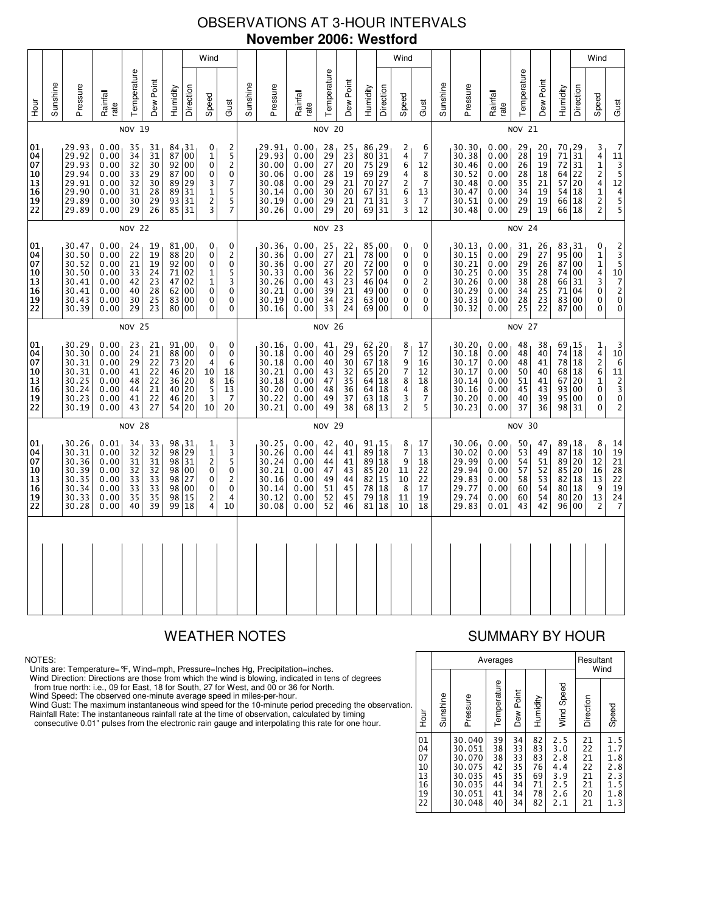# OBSERVATIONS AT 3-HOUR INTERVALS

## November 2006: Westford

### NOV 19

| Hour | Sunshine | Pressure | Rainfall rate | Temperature | Dew Point | Humidity | Wind Direction | Wind Speed | Wind Gust |
|---|---|---|---|---|---|---|---|---|---|
| 01 | | 29.93 | 0.00 | 35 | 31 | 84 | 31 | 0 | 2 |
| 04 | | 29.92 | 0.00 | 34 | 31 | 87 | 00 | 1 | 5 |
| 07 | | 29.93 | 0.00 | 32 | 30 | 92 | 00 | 0 | 2 |
| 10 | | 29.94 | 0.00 | 33 | 29 | 87 | 00 | 0 | 0 |
| 13 | | 29.91 | 0.00 | 32 | 30 | 89 | 29 | 3 | 7 |
| 16 | | 29.90 | 0.00 | 31 | 28 | 89 | 31 | 1 | 5 |
| 19 | | 29.89 | 0.00 | 30 | 29 | 93 | 31 | 2 | 5 |
| 22 | | 29.89 | 0.00 | 29 | 26 | 85 | 31 | 3 | 7 |

### NOV 20

| Hour | Sunshine | Pressure | Rainfall rate | Temperature | Dew Point | Humidity | Wind Direction | Wind Speed | Wind Gust |
|---|---|---|---|---|---|---|---|---|---|
| 01 | | 29.91 | 0.00 | 28 | 25 | 86 | 29 | 2 | 6 |
| 04 | | 29.93 | 0.00 | 29 | 23 | 80 | 31 | 4 | 7 |
| 07 | | 30.00 | 0.00 | 27 | 20 | 75 | 29 | 6 | 12 |
| 10 | | 30.06 | 0.00 | 28 | 19 | 69 | 29 | 4 | 8 |
| 13 | | 30.08 | 0.00 | 29 | 21 | 70 | 27 | 2 | 7 |
| 16 | | 30.14 | 0.00 | 30 | 20 | 67 | 31 | 6 | 13 |
| 19 | | 30.19 | 0.00 | 29 | 21 | 71 | 31 | 3 | 7 |
| 22 | | 30.26 | 0.00 | 29 | 20 | 69 | 31 | 3 | 12 |

### NOV 21

| Hour | Sunshine | Pressure | Rainfall rate | Temperature | Dew Point | Humidity | Wind Direction | Wind Speed | Wind Gust |
|---|---|---|---|---|---|---|---|---|---|
| 01 | | 30.30 | 0.00 | 29 | 20 | 70 | 29 | 3 | 7 |
| 04 | | 30.38 | 0.00 | 28 | 19 | 71 | 31 | 4 | 11 |
| 07 | | 30.46 | 0.00 | 26 | 19 | 72 | 31 | 1 | 3 |
| 10 | | 30.52 | 0.00 | 28 | 18 | 64 | 22 | 2 | 5 |
| 13 | | 30.48 | 0.00 | 35 | 21 | 57 | 20 | 4 | 12 |
| 16 | | 30.47 | 0.00 | 34 | 19 | 54 | 18 | 1 | 4 |
| 19 | | 30.51 | 0.00 | 29 | 19 | 66 | 18 | 2 | 5 |
| 22 | | 30.48 | 0.00 | 29 | 19 | 66 | 18 | 2 | 5 |

### NOV 22

| Hour | Sunshine | Pressure | Rainfall rate | Temperature | Dew Point | Humidity | Wind Direction | Wind Speed | Wind Gust |
|---|---|---|---|---|---|---|---|---|---|
| 01 | | 30.47 | 0.00 | 24 | 19 | 81 | 00 | 0 | 0 |
| 04 | | 30.50 | 0.00 | 22 | 19 | 88 | 20 | 0 | 2 |
| 07 | | 30.52 | 0.00 | 21 | 19 | 92 | 00 | 0 | 0 |
| 10 | | 30.50 | 0.00 | 33 | 24 | 71 | 02 | 1 | 5 |
| 13 | | 30.41 | 0.00 | 42 | 23 | 47 | 02 | 1 | 3 |
| 16 | | 30.41 | 0.00 | 40 | 28 | 62 | 00 | 0 | 0 |
| 19 | | 30.43 | 0.00 | 30 | 25 | 83 | 00 | 0 | 0 |
| 22 | | 30.39 | 0.00 | 29 | 23 | 80 | 00 | 0 | 0 |

### NOV 23

| Hour | Sunshine | Pressure | Rainfall rate | Temperature | Dew Point | Humidity | Wind Direction | Wind Speed | Wind Gust |
|---|---|---|---|---|---|---|---|---|---|
| 01 | | 30.36 | 0.00 | 25 | 22 | 85 | 00 | 0 | 0 |
| 04 | | 30.36 | 0.00 | 27 | 21 | 78 | 00 | 0 | 0 |
| 07 | | 30.36 | 0.00 | 27 | 20 | 72 | 00 | 0 | 0 |
| 10 | | 30.33 | 0.00 | 36 | 22 | 57 | 00 | 0 | 0 |
| 13 | | 30.26 | 0.00 | 43 | 23 | 46 | 04 | 0 | 2 |
| 16 | | 30.21 | 0.00 | 39 | 21 | 49 | 00 | 0 | 0 |
| 19 | | 30.19 | 0.00 | 34 | 23 | 63 | 00 | 0 | 0 |
| 22 | | 30.16 | 0.00 | 33 | 24 | 69 | 00 | 0 | 0 |

### NOV 24

| Hour | Sunshine | Pressure | Rainfall rate | Temperature | Dew Point | Humidity | Wind Direction | Wind Speed | Wind Gust |
|---|---|---|---|---|---|---|---|---|---|
| 01 | | 30.13 | 0.00 | 31 | 26 | 83 | 31 | 0 | 2 |
| 04 | | 30.15 | 0.00 | 29 | 27 | 95 | 00 | 1 | 3 |
| 07 | | 30.21 | 0.00 | 29 | 26 | 87 | 00 | 1 | 5 |
| 10 | | 30.25 | 0.00 | 35 | 28 | 74 | 00 | 4 | 10 |
| 13 | | 30.26 | 0.00 | 38 | 28 | 66 | 31 | 3 | 7 |
| 16 | | 30.29 | 0.00 | 34 | 25 | 71 | 04 | 0 | 2 |
| 19 | | 30.33 | 0.00 | 28 | 23 | 83 | 00 | 0 | 0 |
| 22 | | 30.32 | 0.00 | 25 | 22 | 87 | 00 | 0 | 0 |

### NOV 25

| Hour | Sunshine | Pressure | Rainfall rate | Temperature | Dew Point | Humidity | Wind Direction | Wind Speed | Wind Gust |
|---|---|---|---|---|---|---|---|---|---|
| 01 | | 30.29 | 0.00 | 23 | 21 | 91 | 00 | 0 | 0 |
| 04 | | 30.30 | 0.00 | 24 | 21 | 88 | 00 | 0 | 0 |
| 07 | | 30.31 | 0.00 | 29 | 22 | 73 | 20 | 4 | 6 |
| 10 | | 30.31 | 0.00 | 41 | 22 | 46 | 20 | 10 | 18 |
| 13 | | 30.25 | 0.00 | 48 | 22 | 36 | 20 | 8 | 16 |
| 16 | | 30.24 | 0.00 | 44 | 21 | 40 | 20 | 5 | 13 |
| 19 | | 30.23 | 0.00 | 41 | 22 | 46 | 20 | 3 | 7 |
| 22 | | 30.19 | 0.00 | 43 | 27 | 54 | 20 | 10 | 20 |

### NOV 26

| Hour | Sunshine | Pressure | Rainfall rate | Temperature | Dew Point | Humidity | Wind Direction | Wind Speed | Wind Gust |
|---|---|---|---|---|---|---|---|---|---|
| 01 | | 30.16 | 0.00 | 41 | 29 | 62 | 20 | 8 | 17 |
| 04 | | 30.18 | 0.00 | 40 | 29 | 65 | 20 | 7 | 12 |
| 07 | | 30.18 | 0.00 | 40 | 30 | 67 | 18 | 9 | 16 |
| 10 | | 30.21 | 0.00 | 43 | 32 | 65 | 20 | 7 | 12 |
| 13 | | 30.18 | 0.00 | 47 | 35 | 64 | 18 | 8 | 18 |
| 16 | | 30.20 | 0.00 | 48 | 36 | 64 | 18 | 4 | 8 |
| 19 | | 30.22 | 0.00 | 49 | 37 | 63 | 18 | 3 | 7 |
| 22 | | 30.21 | 0.00 | 49 | 38 | 68 | 13 | 2 | 5 |

### NOV 27

| Hour | Sunshine | Pressure | Rainfall rate | Temperature | Dew Point | Humidity | Wind Direction | Wind Speed | Wind Gust |
|---|---|---|---|---|---|---|---|---|---|
| 01 | | 30.20 | 0.00 | 48 | 38 | 69 | 15 | 1 | 3 |
| 04 | | 30.18 | 0.00 | 48 | 40 | 74 | 18 | 4 | 10 |
| 07 | | 30.17 | 0.00 | 48 | 41 | 78 | 18 | 2 | 6 |
| 10 | | 30.17 | 0.00 | 50 | 40 | 68 | 18 | 6 | 11 |
| 13 | | 30.14 | 0.00 | 51 | 41 | 67 | 20 | 1 | 2 |
| 16 | | 30.16 | 0.00 | 45 | 43 | 93 | 00 | 0 | 3 |
| 19 | | 30.20 | 0.00 | 40 | 39 | 95 | 00 | 0 | 0 |
| 22 | | 30.23 | 0.00 | 37 | 36 | 98 | 31 | 0 | 2 |

### NOV 28

| Hour | Sunshine | Pressure | Rainfall rate | Temperature | Dew Point | Humidity | Wind Direction | Wind Speed | Wind Gust |
|---|---|---|---|---|---|---|---|---|---|
| 01 | | 30.26 | 0.01 | 34 | 33 | 98 | 31 | 1 | 3 |
| 04 | | 30.31 | 0.00 | 32 | 32 | 98 | 29 | 1 | 3 |
| 07 | | 30.36 | 0.00 | 31 | 31 | 98 | 31 | 2 | 5 |
| 10 | | 30.39 | 0.00 | 32 | 32 | 98 | 00 | 0 | 0 |
| 13 | | 30.35 | 0.00 | 33 | 33 | 98 | 27 | 0 | 2 |
| 16 | | 30.34 | 0.00 | 33 | 33 | 98 | 00 | 0 | 0 |
| 19 | | 30.33 | 0.00 | 35 | 35 | 98 | 15 | 2 | 4 |
| 22 | | 30.28 | 0.00 | 40 | 39 | 99 | 18 | 4 | 10 |

### NOV 29

| Hour | Sunshine | Pressure | Rainfall rate | Temperature | Dew Point | Humidity | Wind Direction | Wind Speed | Wind Gust |
|---|---|---|---|---|---|---|---|---|---|
| 01 | | 30.25 | 0.00 | 42 | 40 | 91 | 15 | 8 | 17 |
| 04 | | 30.26 | 0.00 | 44 | 41 | 89 | 18 | 7 | 13 |
| 07 | | 30.24 | 0.00 | 44 | 41 | 89 | 18 | 9 | 18 |
| 10 | | 30.21 | 0.00 | 47 | 43 | 85 | 20 | 11 | 22 |
| 13 | | 30.16 | 0.00 | 49 | 44 | 82 | 15 | 10 | 22 |
| 16 | | 30.14 | 0.00 | 51 | 45 | 78 | 18 | 8 | 17 |
| 19 | | 30.12 | 0.00 | 52 | 45 | 79 | 18 | 11 | 19 |
| 22 | | 30.08 | 0.00 | 52 | 46 | 81 | 18 | 10 | 18 |

### NOV 30

| Hour | Sunshine | Pressure | Rainfall rate | Temperature | Dew Point | Humidity | Wind Direction | Wind Speed | Wind Gust |
|---|---|---|---|---|---|---|---|---|---|
| 01 | | 30.06 | 0.00 | 50 | 47 | 89 | 18 | 8 | 14 |
| 04 | | 30.02 | 0.00 | 53 | 49 | 87 | 18 | 10 | 19 |
| 07 | | 29.99 | 0.00 | 54 | 51 | 89 | 20 | 12 | 21 |
| 10 | | 29.94 | 0.00 | 57 | 52 | 85 | 20 | 16 | 28 |
| 13 | | 29.83 | 0.00 | 58 | 53 | 82 | 18 | 13 | 22 |
| 16 | | 29.77 | 0.00 | 60 | 54 | 80 | 18 | 9 | 19 |
| 19 | | 29.74 | 0.00 | 60 | 54 | 80 | 20 | 13 | 24 |
| 22 | | 29.83 | 0.01 | 43 | 42 | 96 | 00 | 2 | 7 |

## WEATHER NOTES

NOTES:
Units are: Temperature=°F, Wind=mph, Pressure=Inches Hg, Precipitation=inches.
Wind Direction: Directions are those from which the wind is blowing, indicated in tens of degrees from true north: i.e., 09 for East, 18 for South, 27 for West, and 00 or 36 for North.
Wind Speed: The observed one-minute average speed in miles-per-hour.
Wind Gust: The maximum instantaneous wind speed for the 10-minute period preceding the observation.
Rainfall Rate: The instantaneous rainfall rate at the time of observation, calculated by timing consecutive 0.01" pulses from the electronic rain gauge and interpolating this rate for one hour.

## SUMMARY BY HOUR

| Hour | Averages | | | | | | Resultant Wind | |
|---|---|---|---|---|---|---|---|---|
| | Sunshine | Pressure | Temperature | Dew Point | Humidity | Wind Speed | Direction | Speed |
| 01 | | 30.040 | 39 | 34 | 82 | 2.5 | 21 | 1.5 |
| 04 | | 30.051 | 38 | 33 | 83 | 3.0 | 22 | 1.7 |
| 07 | | 30.070 | 38 | 33 | 83 | 2.8 | 21 | 1.8 |
| 10 | | 30.075 | 42 | 35 | 76 | 4.4 | 22 | 2.8 |
| 13 | | 30.035 | 45 | 35 | 69 | 3.9 | 21 | 2.3 |
| 16 | | 30.035 | 44 | 34 | 71 | 2.5 | 21 | 1.5 |
| 19 | | 30.051 | 41 | 34 | 78 | 2.6 | 20 | 1.8 |
| 22 | | 30.048 | 40 | 34 | 82 | 2.1 | 21 | 1.3 |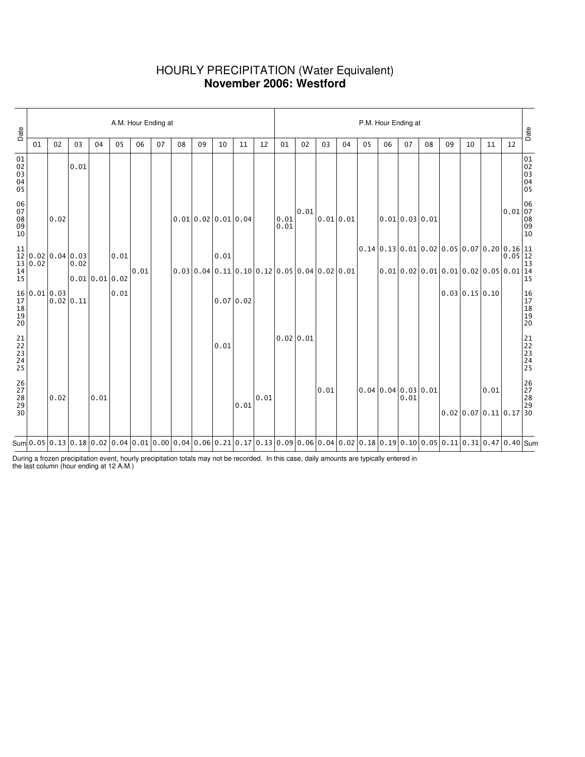# HOURLY PRECIPITATION (Water Equivalent)
## **November 2006: Westford**

| Date | A.M. Hour Ending at | | | | | | | | | | | | P.M. Hour Ending at | | | | | | | | | | | | Date |
|---|---|---|---|---|---|---|---|---|---|---|---|---|---|---|---|---|---|---|---|---|---|---|---|---|---|
| | 01 | 02 | 03 | 04 | 05 | 06 | 07 | 08 | 09 | 10 | 11 | 12 | 01 | 02 | 03 | 04 | 05 | 06 | 07 | 08 | 09 | 10 | 11 | 12 | |
| 01 | | | | | | | | | | | | | | | | | | | | | | | | | 01 |
| 02 | | | 0.01 | | | | | | | | | | | | | | | | | | | | | | 02 |
| 03 | | | | | | | | | | | | | | | | | | | | | | | | | 03 |
| 04 | | | | | | | | | | | | | | | | | | | | | | | | | 04 |
| 05 | | | | | | | | | | | | | | | | | | | | | | | | | 05 |
| 06 | | | | | | | | | | | | | | | | | | | | | | | | | 06 |
| 07 | | | | | | | | | | | | | | 0.01 | | | | | | | | | | 0.01 | 07 |
| 08 | | 0.02 | | | | | | 0.01 | 0.02 | 0.01 | 0.04 | | 0.01 | | 0.01 | 0.01 | | 0.01 | 0.03 | 0.01 | | | | | 08 |
| 09 | | | | | | | | | | | | | 0.01 | | | | | | | | | | | | 09 |
| 10 | | | | | | | | | | | | | | | | | | | | | | | | | 10 |
| 11 | | | | | | | | | | | | | | | | | 0.14 | 0.13 | 0.01 | 0.02 | 0.05 | 0.07 | 0.20 | 0.16 | 11 |
| 12 | 0.02 | 0.04 | 0.03 | | 0.01 | | | | | 0.01 | | | | | | | | | | | | | | 0.05 | 12 |
| 13 | 0.02 | | 0.02 | | | | | | | | | | | | | | | | | | | | | | 13 |
| 14 | | | | | | 0.01 | | 0.03 | 0.04 | 0.11 | 0.10 | 0.12 | 0.05 | 0.04 | 0.02 | 0.01 | | 0.01 | 0.02 | 0.01 | 0.01 | 0.02 | 0.05 | 0.01 | 14 |
| 15 | | | 0.01 | 0.01 | 0.02 | | | | | | | | | | | | | | | | | | | | 15 |
| 16 | 0.01 | 0.03 | | | 0.01 | | | | | | | | | | | | | | | | 0.03 | 0.15 | 0.10 | | 16 |
| 17 | | 0.02 | 0.11 | | | | | | | 0.07 | 0.02 | | | | | | | | | | | | | | 17 |
| 18 | | | | | | | | | | | | | | | | | | | | | | | | | 18 |
| 19 | | | | | | | | | | | | | | | | | | | | | | | | | 19 |
| 20 | | | | | | | | | | | | | | | | | | | | | | | | | 20 |
| 21 | | | | | | | | | | | | | 0.02 | 0.01 | | | | | | | | | | | 21 |
| 22 | | | | | | | | | | 0.01 | | | | | | | | | | | | | | | 22 |
| 23 | | | | | | | | | | | | | | | | | | | | | | | | | 23 |
| 24 | | | | | | | | | | | | | | | | | | | | | | | | | 24 |
| 25 | | | | | | | | | | | | | | | | | | | | | | | | | 25 |
| 26 | | | | | | | | | | | | | | | | | | | | | | | | | 26 |
| 27 | | | | | | | | | | | | | | | 0.01 | | 0.04 | 0.04 | 0.03 | 0.01 | | | 0.01 | | 27 |
| 28 | | 0.02 | | 0.01 | | | | | | | | 0.01 | | | | | | | 0.01 | | | | | | 28 |
| 29 | | | | | | | | | | | 0.01 | | | | | | | | | | | | | | 29 |
| 30 | | | | | | | | | | | | | | | | | | | | | 0.02 | 0.07 | 0.11 | 0.17 | 30 |
| Sum | 0.05 | 0.13 | 0.18 | 0.02 | 0.04 | 0.01 | 0.00 | 0.04 | 0.06 | 0.21 | 0.17 | 0.13 | 0.09 | 0.06 | 0.04 | 0.02 | 0.18 | 0.19 | 0.10 | 0.05 | 0.11 | 0.31 | 0.47 | 0.40 | Sum |

During a frozen precipitation event, hourly precipitation totals may not be recorded. In this case, daily amounts are typically entered in the last column (hour ending at 12 A.M.)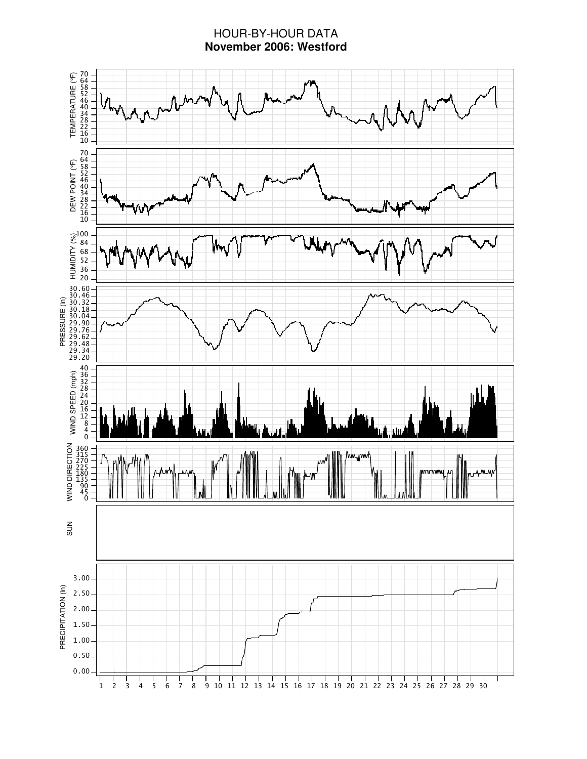# HOUR-BY-HOUR DATA

**November 2006: Westford**

TEMPERATURE (°F)

DEW POINT (°F)

HUMIDITY (%)

PRESSURE (in)

WIND SPEED (mph)

WIND DIRECTION

SUN

PRECIPITATION (in)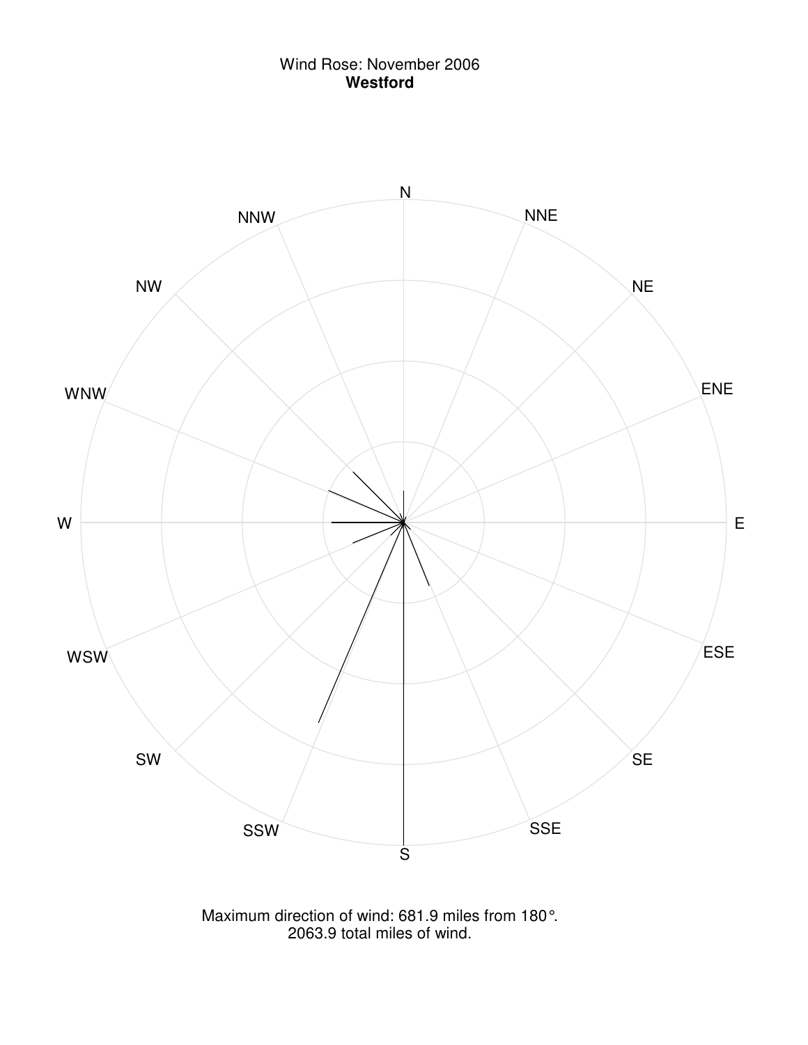Wind Rose: November 2006

**Westford**

N

NNE

NE

ENE

E

ESE

SE

SSE

S

SSW

SW

WSW

W

WNW

NW

NNW

Maximum direction of wind: 681.9 miles from 180°.

2063.9 total miles of wind.